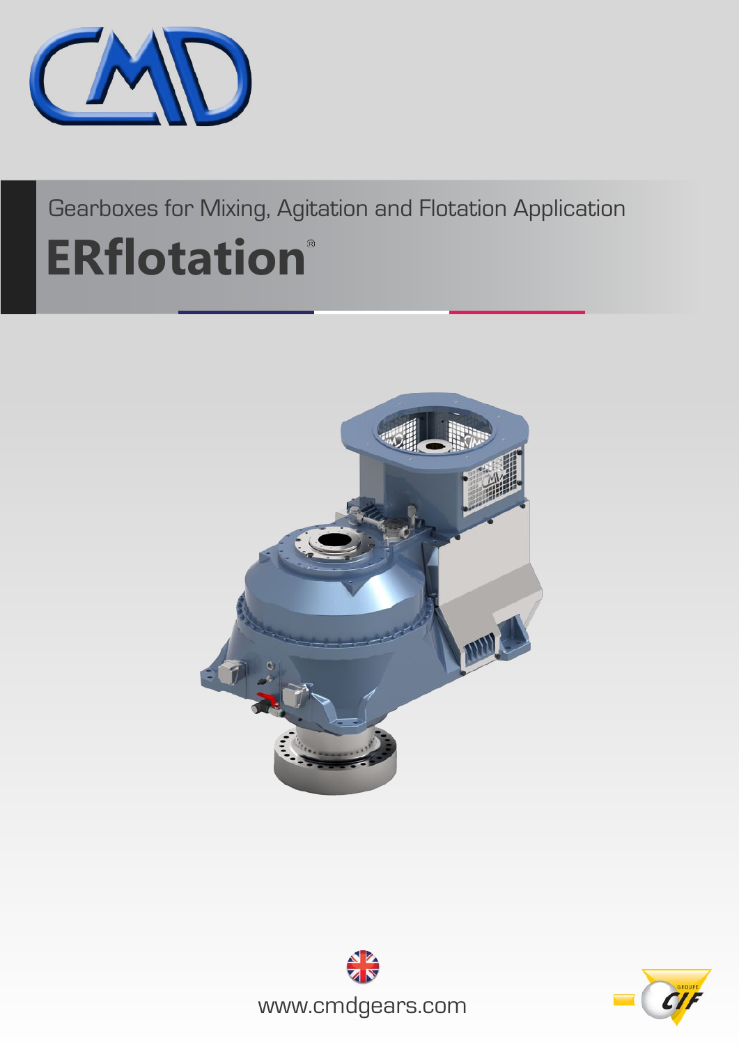Gearboxes for Mixing, Agitation and Flotation Application

# ERflotation®

www.cmdgears.com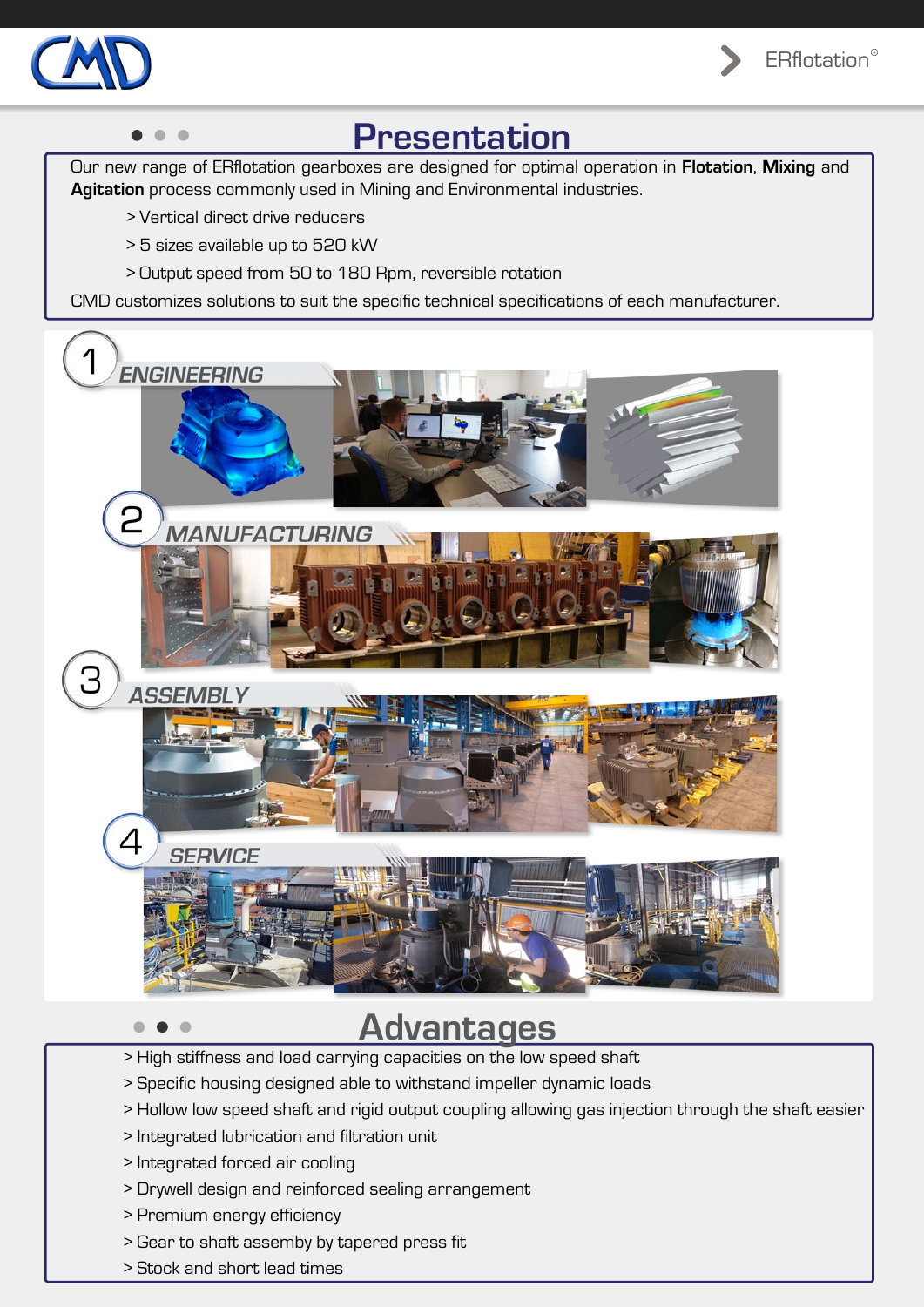# Presentation

Our new range of ERflotation gearboxes are designed for optimal operation in **Flotation**, **Mixing** and **Agitation** process commonly used in Mining and Environmental industries.

> Vertical direct drive reducers

> 5 sizes available up to 520 kW

> Output speed from 50 to 180 Rpm, reversible rotation

CMD customizes solutions to suit the specific technical specifications of each manufacturer.

1 ENGINEERING

2 MANUFACTURING

3 ASSEMBLY

4 SERVICE

# Advantages

> High stiffness and load carrying capacities on the low speed shaft

> Specific housing designed able to withstand impeller dynamic loads

> Hollow low speed shaft and rigid output coupling allowing gas injection through the shaft easier

> Integrated lubrication and filtration unit

> Integrated forced air cooling

> Drywell design and reinforced sealing arrangement

> Premium energy efficiency

> Gear to shaft assemby by tapered press fit

> Stock and short lead times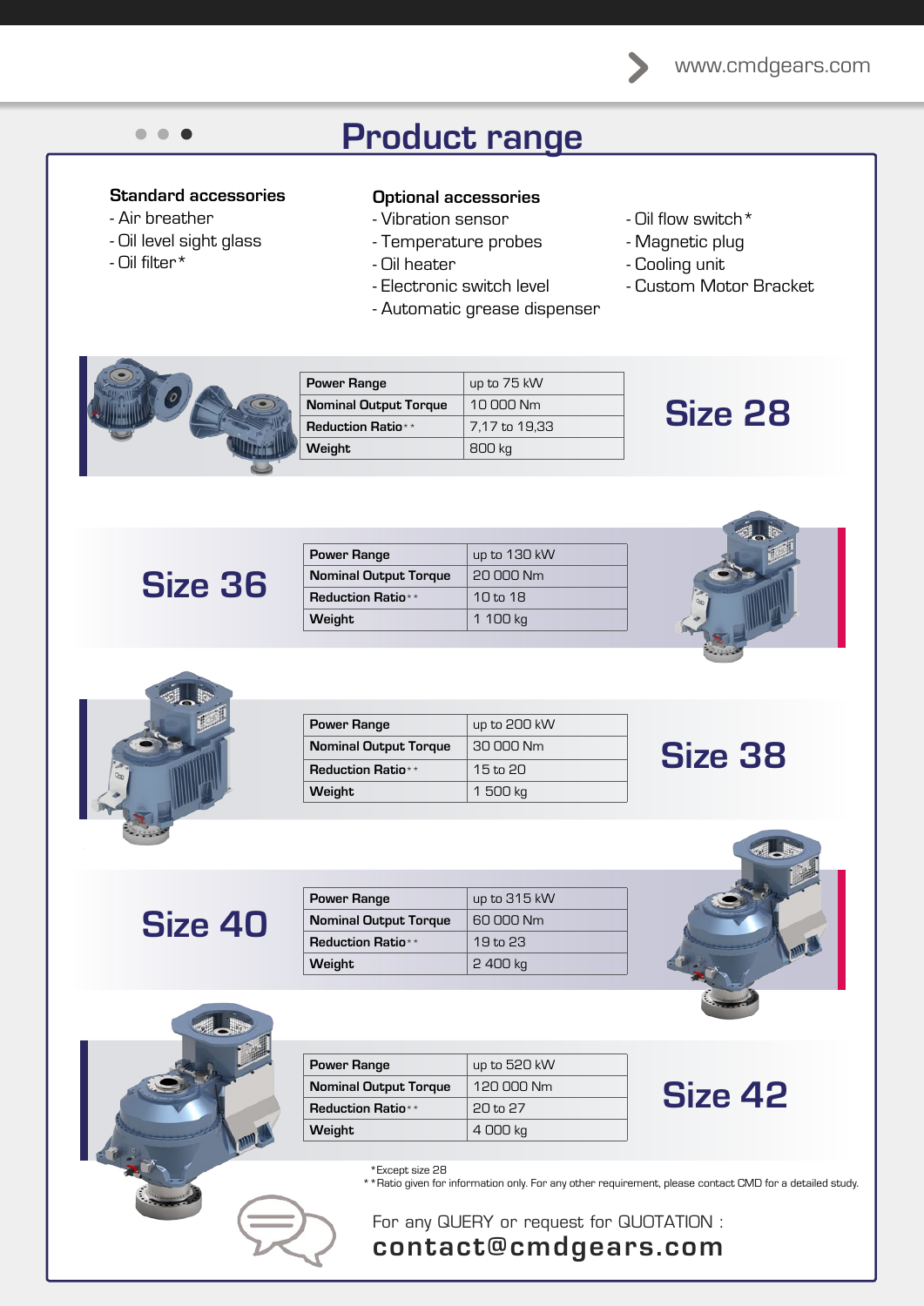# Product range

**Standard accessories**
- Air breather
- Oil level sight glass
- Oil filter*

**Optional accessories**
- Vibration sensor
- Temperature probes
- Oil heater
- Electronic switch level
- Automatic grease dispenser
- Oil flow switch*
- Magnetic plug
- Cooling unit
- Custom Motor Bracket

## Size 28

| Power Range | up to 75 kW |
|---|---|
| Nominal Output Torque | 10 000 Nm |
| Reduction Ratio** | 7,17 to 19,33 |
| Weight | 800 kg |

## Size 36

| Power Range | up to 130 kW |
|---|---|
| Nominal Output Torque | 20 000 Nm |
| Reduction Ratio** | 10 to 18 |
| Weight | 1 100 kg |

## Size 38

| Power Range | up to 200 kW |
|---|---|
| Nominal Output Torque | 30 000 Nm |
| Reduction Ratio** | 15 to 20 |
| Weight | 1 500 kg |

## Size 40

| Power Range | up to 315 kW |
|---|---|
| Nominal Output Torque | 60 000 Nm |
| Reduction Ratio** | 19 to 23 |
| Weight | 2 400 kg |

## Size 42

| Power Range | up to 520 kW |
|---|---|
| Nominal Output Torque | 120 000 Nm |
| Reduction Ratio** | 20 to 27 |
| Weight | 4 000 kg |

*Except size 28

**Ratio given for information only. For any other requirement, please contact CMD for a detailed study.

For any QUERY or request for QUOTATION :

**contact@cmdgears.com**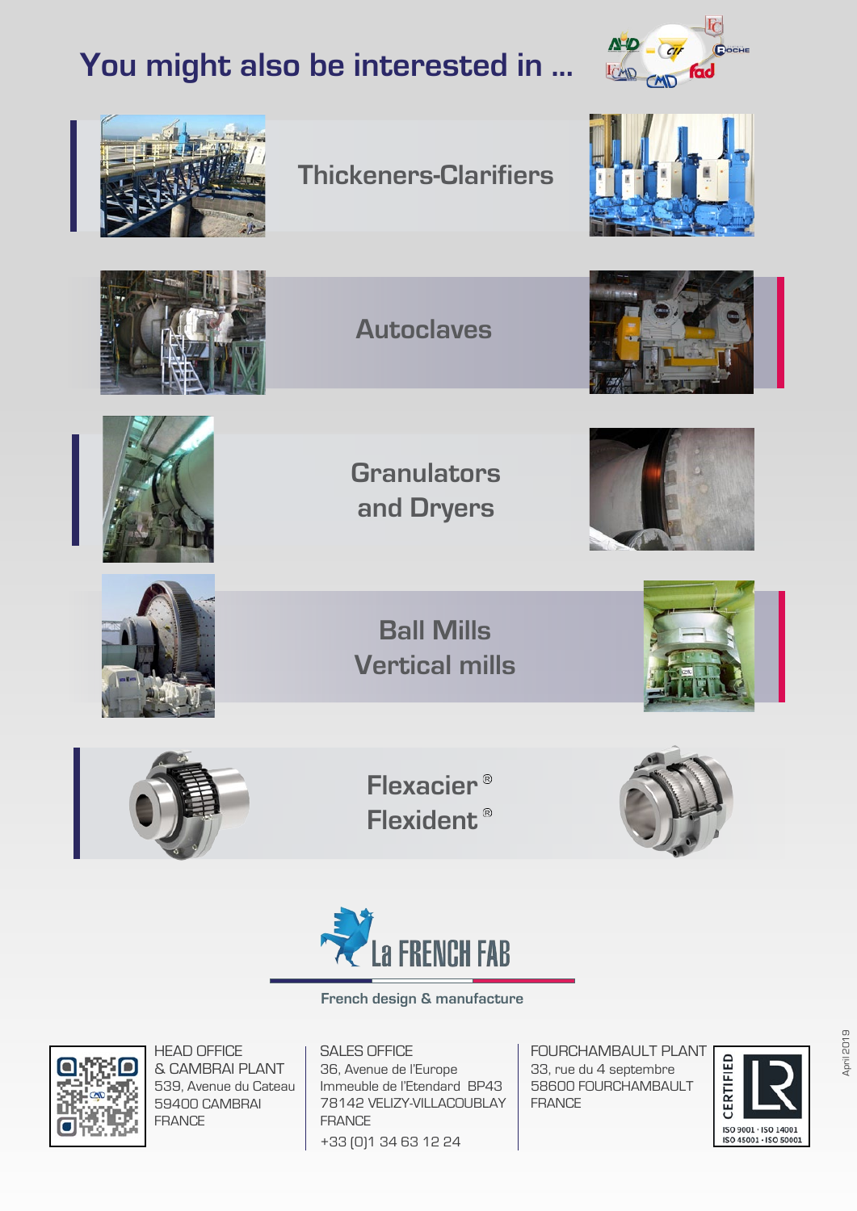# You might also be interested in ...

## Thickeners-Clarifiers

## Autoclaves

## Granulators and Dryers

## Ball Mills
## Vertical mills

## Flexacier ®
## Flexident ®

La FRENCH FAB

French design & manufacture

HEAD OFFICE
& CAMBRAI PLANT
539, Avenue du Cateau
59400 CAMBRAI
FRANCE

SALES OFFICE
36, Avenue de l'Europe
Immeuble de l'Etendard BP43
78142 VELIZY-VILLACOUBLAY
FRANCE
+33 (0)1 34 63 12 24

FOURCHAMBAULT PLANT
33, rue du 4 septembre
58600 FOURCHAMBAULT
FRANCE

CERTIFIED
ISO 9001 · ISO 14001
ISO 45001 · ISO 50001

April 2019